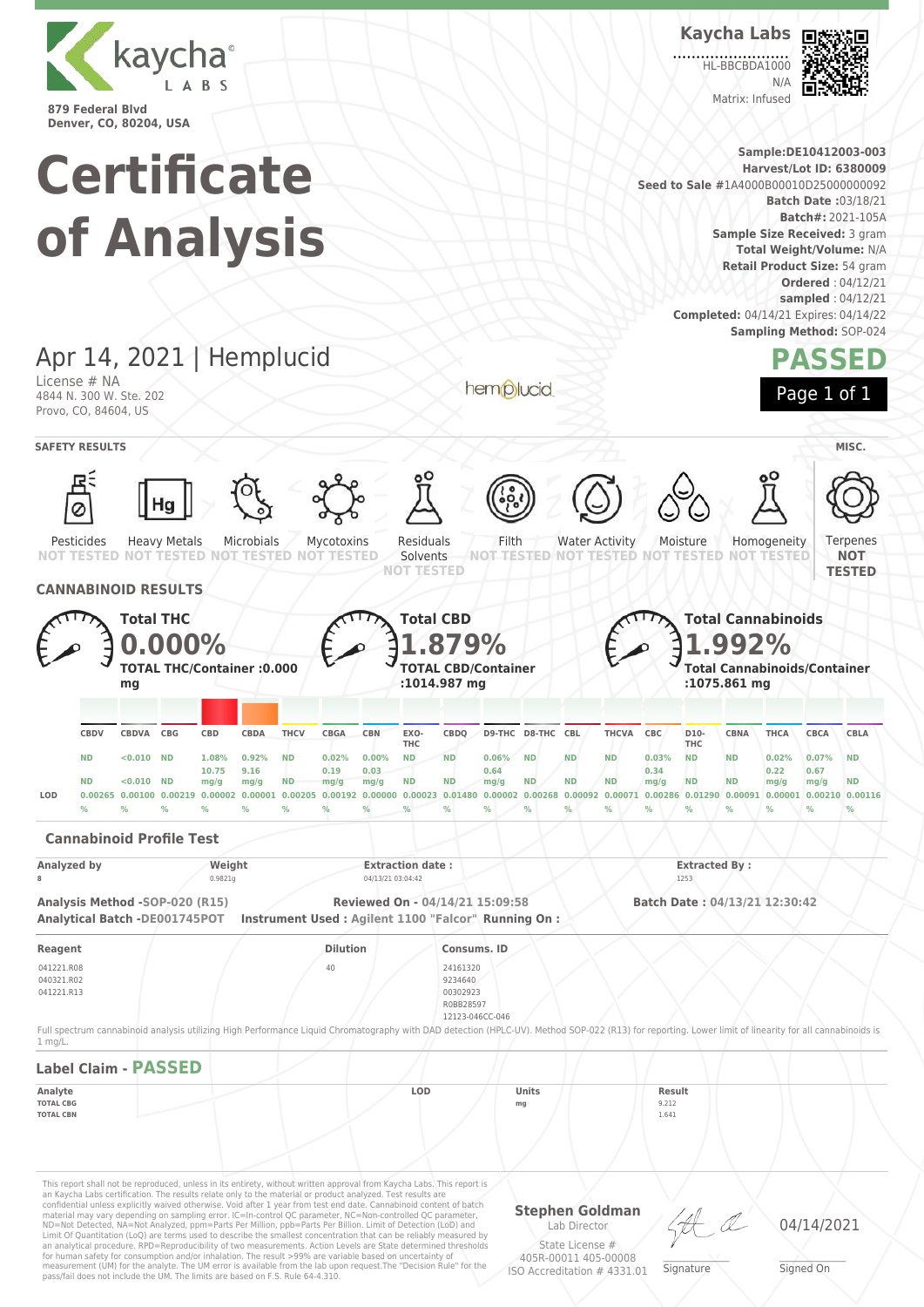kaycha LABS

879 Federal Blvd
Denver, CO, 80204, USA

**Kaycha Labs**

HL-BBCBDA1000
N/A
Matrix: Infused

# Certificate of Analysis

**Sample:**DE10412003-003
**Harvest/Lot ID:** 6380009
**Seed to Sale #**1A4000B00010D25000000092
**Batch Date :**03/18/21
**Batch#:** 2021-105A
**Sample Size Received:** 3 gram
**Total Weight/Volume:** N/A
**Retail Product Size:** 54 gram
**Ordered** : 04/12/21
**sampled** : 04/12/21
**Completed:** 04/14/21 **Expires:** 04/14/22
**Sampling Method:** SOP-024

## Apr 14, 2021 | Hemplucid

License # NA
4844 N. 300 W. Ste. 202
Provo, CO, 84604, US

hemplucid

**PASSED**

### SAFETY RESULTS

| Pesticides | Heavy Metals | Microbials | Mycotoxins | Residuals Solvents | Filth | Water Activity | Moisture | Homogeneity | Terpenes (MISC.) |
|---|---|---|---|---|---|---|---|---|---|
| NOT TESTED | NOT TESTED | NOT TESTED | NOT TESTED | NOT TESTED | NOT TESTED | NOT TESTED | NOT TESTED | NOT TESTED | NOT TESTED |

### CANNABINOID RESULTS

**Total THC**
**0.000%**
**TOTAL THC/Container :0.000 mg**

**Total CBD**
**1.879%**
**TOTAL CBD/Container :1014.987 mg**

**Total Cannabinoids**
**1.992%**
**Total Cannabinoids/Container :1075.861 mg**

| | CBDV | CBDVA | CBG | CBD | CBDA | THCV | CBGA | CBN | EXO-THC | CBDQ | D9-THC | D8-THC | CBL | THCVA | CBC | D10-THC | CBNA | THCA | CBCA | CBLA |
|---|---|---|---|---|---|---|---|---|---|---|---|---|---|---|---|---|---|---|---|---|
| % | ND | <0.010 | ND | 1.08% | 0.92% | ND | 0.02% | 0.00% | ND | ND | 0.06% | ND | ND | ND | 0.03% | ND | ND | 0.02% | 0.07% | ND |
| mg/g | ND | <0.010 | ND | 10.75 | 9.16 | ND | 0.19 | 0.03 | ND | ND | 0.64 | ND | ND | ND | 0.34 | ND | ND | 0.22 | 0.67 | ND |
| LOD | 0.00265 % | 0.00100 % | 0.00219 % | 0.00002 % | 0.00001 % | 0.00205 % | 0.00192 % | 0.00000 % | 0.00023 % | 0.01480 % | 0.00002 % | 0.00268 % | 0.00092 % | 0.00071 % | 0.00286 % | 0.01290 % | 0.00091 % | 0.00001 % | 0.00210 % | 0.00116 % |

### Cannabinoid Profile Test

| Analyzed by | Weight | Extraction date : | Extracted By : |
|---|---|---|---|
| 8 | 0.9821g | 04/13/21 03:04:42 | 1253 |

**Analysis Method** -SOP-020 (R15) **Reviewed On** - 04/14/21 15:09:58 **Batch Date** : 04/13/21 12:30:42
**Analytical Batch** -DE001745POT **Instrument Used** : Agilent 1100 "Falcor" **Running On** :

| Reagent | Dilution | Consums. ID |
|---|---|---|
| 041221.R08<br>040321.R02<br>041221.R13 | 40 | 24161320<br>9234640<br>00302923<br>R0BB28597<br>12123-046CC-046 |

Full spectrum cannabinoid analysis utilizing High Performance Liquid Chromatography with DAD detection (HPLC-UV). Method SOP-022 (R13) for reporting. Lower limit of linearity for all cannabinoids is 1 mg/L.

### Label Claim - PASSED

| Analyte | LOD | Units | Result |
|---|---|---|---|
| TOTAL CBG | | mg | 9.212 |
| TOTAL CBN | | | 1.641 |

This report shall not be reproduced, unless in its entirety, without written approval from Kaycha Labs. This report is an Kaycha Labs certification. The results relate only to the material or product analyzed. Test results are confidential unless explicitly waived otherwise. Void after 1 year from test end date. Cannabinoid content of batch material may vary depending on sampling error. IC=In-control QC parameter, NC=Non-controlled QC parameter, ND=Not Detected, NA=Not Analyzed, ppm=Parts Per Million, ppb=Parts Per Billion. Limit of Detection (LoD) and Limit Of Quantitation (LoQ) are terms used to describe the smallest concentration that can be reliably measured by an analytical procedure. RPD=Reproducibility of two measurements. Action Levels are State determined thresholds for human safety for consumption and/or inhalation. The result >99% are variable based on uncertainty of measurement (UM) for the analyte. The UM error is available from the lab upon request.The "Decision Rule" for the pass/fail does not include the UM. The limits are based on F.S. Rule 64-4.310.

**Stephen Goldman**
Lab Director
State License # 405R-00011 405-00008
ISO Accreditation # 4331.01

Signature

04/14/2021
Signed On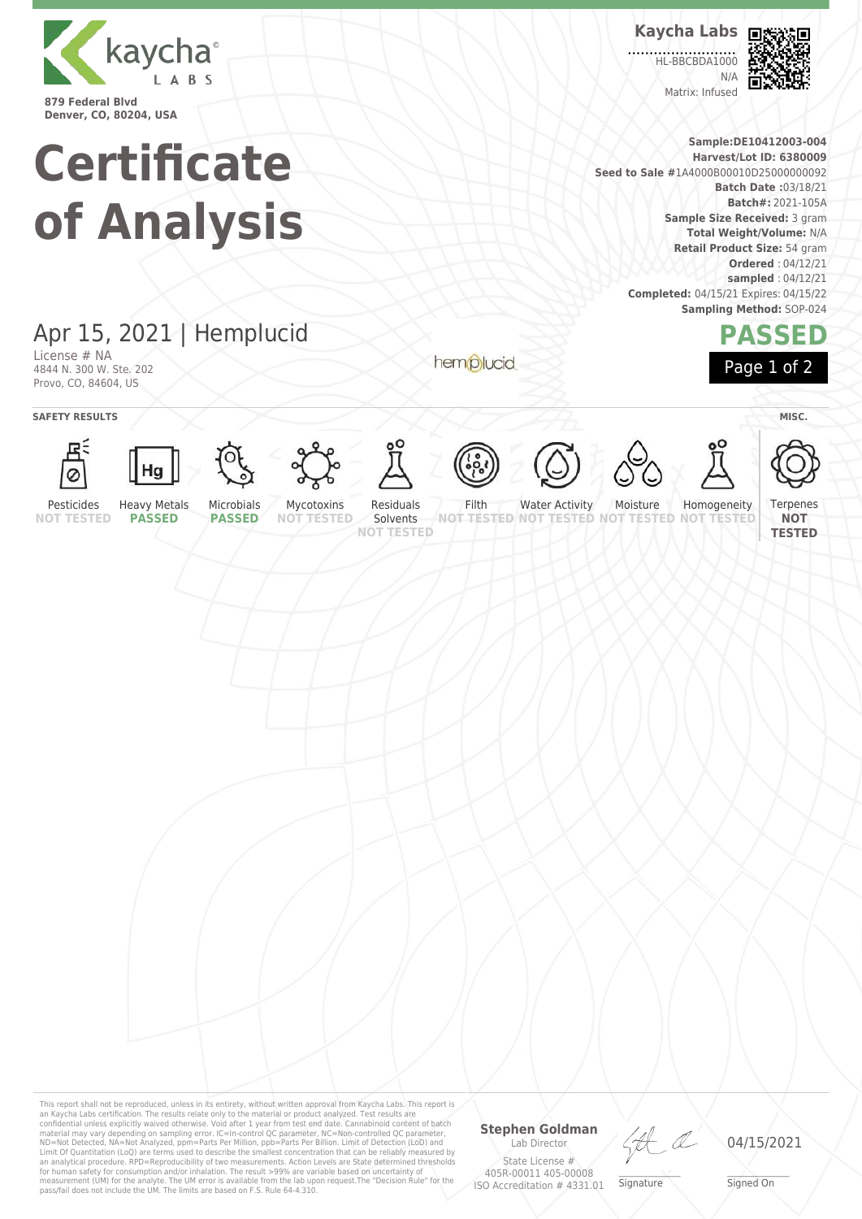**879 Federal Blvd**
**Denver, CO, 80204, USA**

# Certificate of Analysis

**Kaycha Labs**

HL-BBCBDA1000
N/A
Matrix: Infused

**Sample:DE10412003-004**
**Harvest/Lot ID: 6380009**
**Seed to Sale #**1A4000B00010D25000000092
**Batch Date :**03/18/21
**Batch#:** 2021-105A
**Sample Size Received:** 3 gram
**Total Weight/Volume:** N/A
**Retail Product Size:** 54 gram
**Ordered** : 04/12/21
**sampled** : 04/12/21
**Completed:** 04/15/21 Expires: 04/15/22
**Sampling Method:** SOP-024

## Apr 15, 2021 | Hemplucid

License # NA
4844 N. 300 W. Ste. 202
Provo, CO, 84604, US

## PASSED

**SAFETY RESULTS**

| Pesticides | Heavy Metals | Microbials | Mycotoxins | Residuals Solvents | Filth | Water Activity | Moisture | Homogeneity |
|---|---|---|---|---|---|---|---|---|
| NOT TESTED | PASSED | PASSED | NOT TESTED | NOT TESTED | NOT TESTED | NOT TESTED | NOT TESTED | NOT TESTED |

**MISC.**

| Terpenes |
|---|
| NOT TESTED |

This report shall not be reproduced, unless in its entirety, without written approval from Kaycha Labs. This report is an Kaycha Labs certification. The results relate only to the material or product analyzed. Test results are confidential unless explicitly waived otherwise. Void after 1 year from test end date. Cannabinoid content of batch material may vary depending on sampling error. IC=In-control QC parameter, NC=Non-controlled QC parameter, ND=Not Detected, NA=Not Analyzed, ppm=Parts Per Million, ppb=Parts Per Billion. Limit of Detection (LoD) and Limit Of Quantitation (LoQ) are terms used to describe the smallest concentration that can be reliably measured by an analytical procedure. RPD=Reproducibility of two measurements. Action Levels are State determined thresholds for human safety for consumption and/or inhalation. The result >99% are variable based on uncertainty of measurement (UM) for the analyte. The UM error is available from the lab upon request.The "Decision Rule" for the pass/fail does not include the UM. The limits are based on F.S. Rule 64-4.310.

**Stephen Goldman**
Lab Director

State License #
405R-00011 405-00008
ISO Accreditation # 4331.01

Signature

04/15/2021
Signed On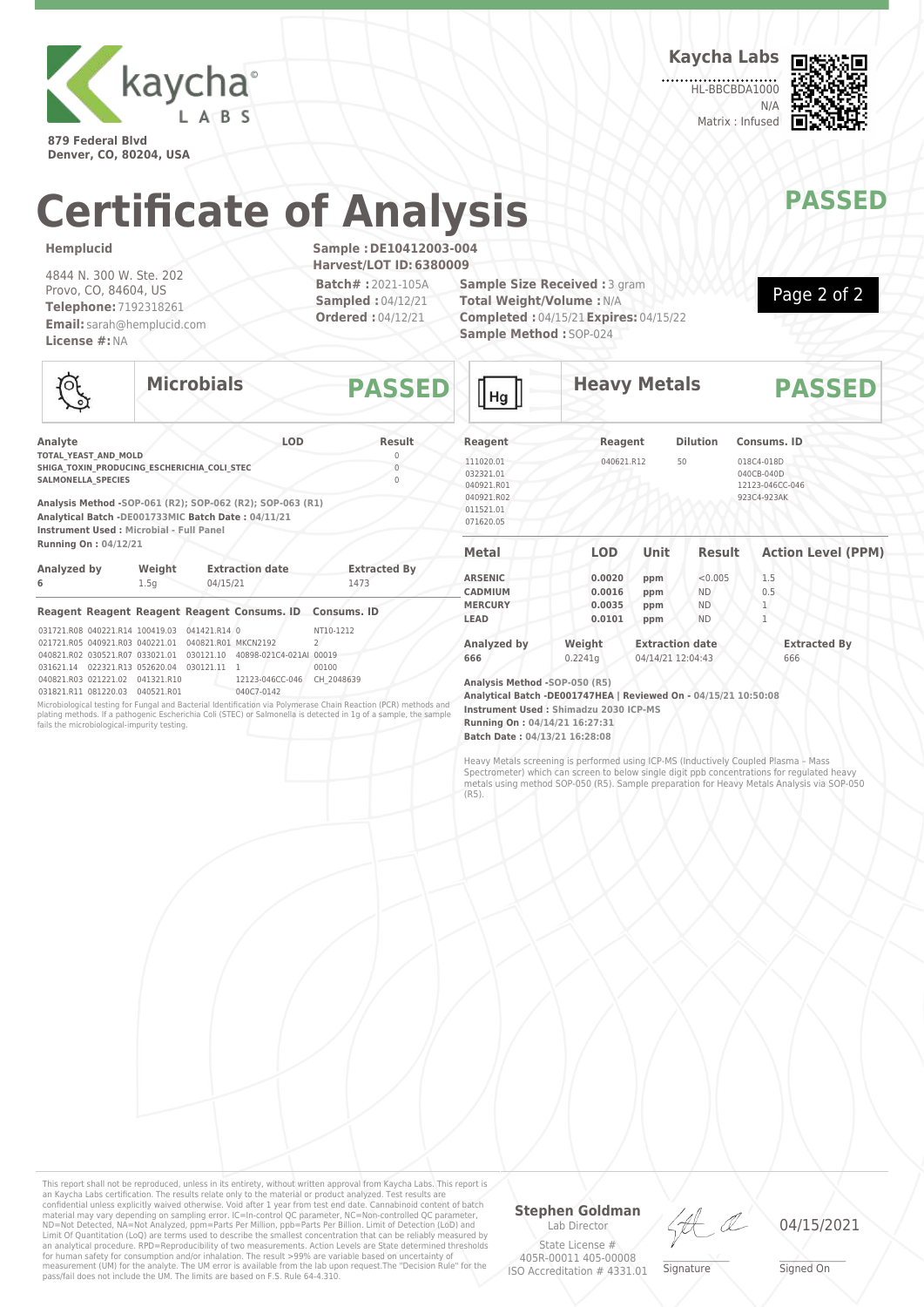879 Federal Blvd
Denver, CO, 80204, USA

**Kaycha Labs**

HL-BBCBDA1000
N/A
Matrix : Infused

# Certificate of Analysis

## PASSED

**Hemplucid**

4844 N. 300 W. Ste. 202
Provo, CO, 84604, US
**Telephone:** 7192318261
**Email:** sarah@hemplucid.com
**License #:** NA

**Sample : DE10412003-004**
**Harvest/LOT ID: 6380009**
**Batch# :** 2021-105A
**Sampled :** 04/12/21
**Ordered :** 04/12/21

**Sample Size Received :** 3 gram
**Total Weight/Volume :** N/A
**Completed :** 04/15/21 **Expires:** 04/15/22
**Sample Method :** SOP-024

## Microbials PASSED

| Analyte | LOD | Result |
|---|---|---|
| TOTAL_YEAST_AND_MOLD | | 0 |
| SHIGA_TOXIN_PRODUCING_ESCHERICHIA_COLI_STEC | | 0 |
| SALMONELLA_SPECIES | | 0 |

**Analysis Method** -SOP-061 (R2); SOP-062 (R2); SOP-063 (R1)
**Analytical Batch** -DE001733MIC **Batch Date :** 04/11/21
**Instrument Used :** Microbial - Full Panel
**Running On :** 04/12/21

| Analyzed by | Weight | Extraction date | Extracted By |
|---|---|---|---|
| 6 | 1.5g | 04/15/21 | 1473 |

| Reagent | Reagent | Reagent | Reagent | Consums. ID | Consums. ID |
|---|---|---|---|---|---|
| 031721.R08 | 040221.R14 | 100419.03 | 041421.R14 | 0 | NT10-1212 |
| 021721.R05 | 040921.R03 | 040221.01 | 040821.R01 | MKCN2192 | 2 |
| 040821.R02 | 030521.R07 | 033021.01 | 030121.10 | 40898-021C4-021AI | 00019 |
| 031621.14 | 022321.R13 | 052620.04 | 030121.11 | 1 | 00100 |
| 040821.R03 | 021221.02 | 041321.R10 | | 12123-046CC-046 | CH_2048639 |
| 031821.R01 | 081220.03 | 040521.R01 | | 040C7-0142 | |

Microbiological testing for Fungal and Bacterial Identification via Polymerase Chain Reaction (PCR) methods and plating methods. If a pathogenic Escherichia Coli (STEC) or Salmonella is detected in 1g of a sample, the sample fails the microbiological-impurity testing.

## Heavy Metals PASSED

| Reagent | Reagent | Dilution | Consums. ID |
|---|---|---|---|
| 111020.01 | 040621.R12 | 50 | 018C4-018D |
| 032321.01 | | | 040CB-040D |
| 040921.R01 | | | 12123-046CC-046 |
| 040921.R02 | | | 923C4-923AK |
| 011521.01 | | | |
| 071620.05 | | | |

| Metal | LOD | Unit | Result | Action Level (PPM) |
|---|---|---|---|---|
| ARSENIC | 0.0020 | ppm | <0.005 | 1.5 |
| CADMIUM | 0.0016 | ppm | ND | 0.5 |
| MERCURY | 0.0035 | ppm | ND | 1 |
| LEAD | 0.0101 | ppm | ND | 1 |

| Analyzed by | Weight | Extraction date | Extracted By |
|---|---|---|---|
| 666 | 0.2241g | 04/14/21 12:04:43 | 666 |

**Analysis Method** -SOP-050 (R5)
**Analytical Batch** -DE001747HEA | **Reviewed On** - 04/15/21 10:50:08
**Instrument Used :** Shimadzu 2030 ICP-MS
**Running On :** 04/14/21 16:27:31
**Batch Date :** 04/13/21 16:28:08

Heavy Metals screening is performed using ICP-MS (Inductively Coupled Plasma - Mass Spectrometer) which can screen to below single digit ppb concentrations for regulated heavy metals using method SOP-050 (R5). Sample preparation for Heavy Metals Analysis via SOP-050 (R5).

This report shall not be reproduced, unless in its entirety, without written approval from Kaycha Labs. This report is an Kaycha Labs certification. The results relate only to the material or product analyzed. Test results are confidential unless explicitly waived otherwise. Void after 1 year from test end date. Cannabinoid content of batch material may vary depending on sampling error. IC=In-control QC parameter, NC=Non-controlled QC parameter, ND=Not Detected, NA=Not Analyzed, ppm=Parts Per Million, ppb=Parts Per Billion. Limit of Detection (LoD) and Limit Of Quantitation (LoQ) are terms used to describe the smallest concentration that can be reliably measured by an analytical procedure. RPD=Reproducibility of two measurements. Action Levels are State determined thresholds for human safety for consumption and/or inhalation. The result >99% are variable based on uncertainty of measurement (UM) for the analyte. The UM error is available from the lab upon request.The "Decision Rule" for the pass/fail does not include the UM. The limits are based on F.S. Rule 64-4.310.

**Stephen Goldman**
Lab Director
State License #
405R-00011 405-00008
ISO Accreditation # 4331.01

Signature

04/15/2021
Signed On